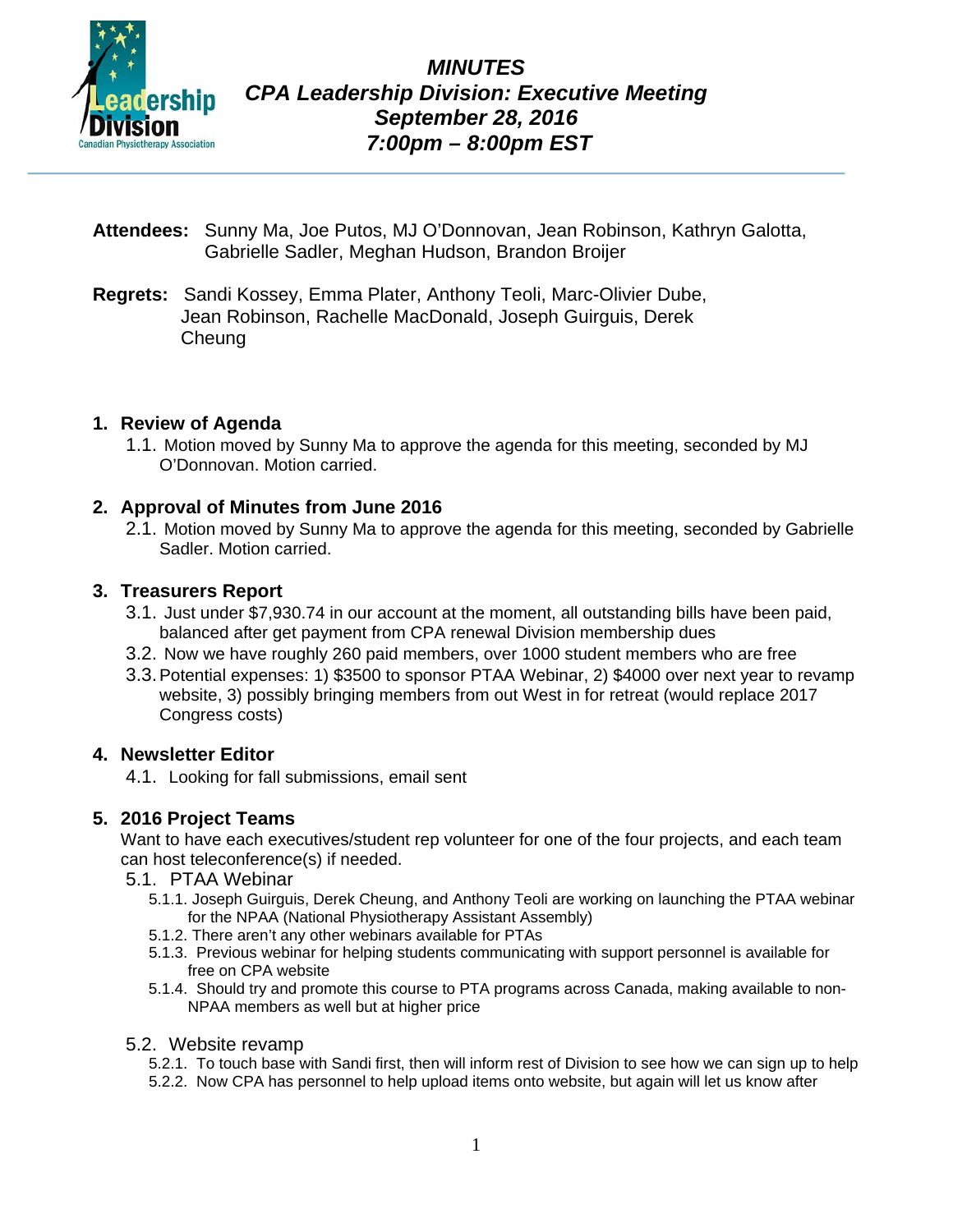# *MINUTES*
## *CPA Leadership Division: Executive Meeting*
### *September 28, 2016*
### *7:00pm – 8:00pm EST*

---

**Attendees:** Sunny Ma, Joe Putos, MJ O'Donnovan, Jean Robinson, Kathryn Galotta, Gabrielle Sadler, Meghan Hudson, Brandon Broijer

**Regrets:** Sandi Kossey, Emma Plater, Anthony Teoli, Marc-Olivier Dube, Jean Robinson, Rachelle MacDonald, Joseph Guirguis, Derek Cheung

### 1. Review of Agenda

1.1. Motion moved by Sunny Ma to approve the agenda for this meeting, seconded by MJ O'Donnovan. Motion carried.

### 2. Approval of Minutes from June 2016

2.1. Motion moved by Sunny Ma to approve the agenda for this meeting, seconded by Gabrielle Sadler. Motion carried.

### 3. Treasurers Report

3.1. Just under $7,930.74 in our account at the moment, all outstanding bills have been paid, balanced after get payment from CPA renewal Division membership dues

3.2. Now we have roughly 260 paid members, over 1000 student members who are free

3.3. Potential expenses: 1) $3500 to sponsor PTAA Webinar, 2) $4000 over next year to revamp website, 3) possibly bringing members from out West in for retreat (would replace 2017 Congress costs)

### 4. Newsletter Editor

4.1. Looking for fall submissions, email sent

### 5. 2016 Project Teams

Want to have each executives/student rep volunteer for one of the four projects, and each team can host teleconference(s) if needed.

5.1. PTAA Webinar

5.1.1. Joseph Guirguis, Derek Cheung, and Anthony Teoli are working on launching the PTAA webinar for the NPAA (National Physiotherapy Assistant Assembly)

5.1.2. There aren't any other webinars available for PTAs

5.1.3. Previous webinar for helping students communicating with support personnel is available for free on CPA website

5.1.4. Should try and promote this course to PTA programs across Canada, making available to non-NPAA members as well but at higher price

5.2. Website revamp

5.2.1. To touch base with Sandi first, then will inform rest of Division to see how we can sign up to help

5.2.2. Now CPA has personnel to help upload items onto website, but again will let us know after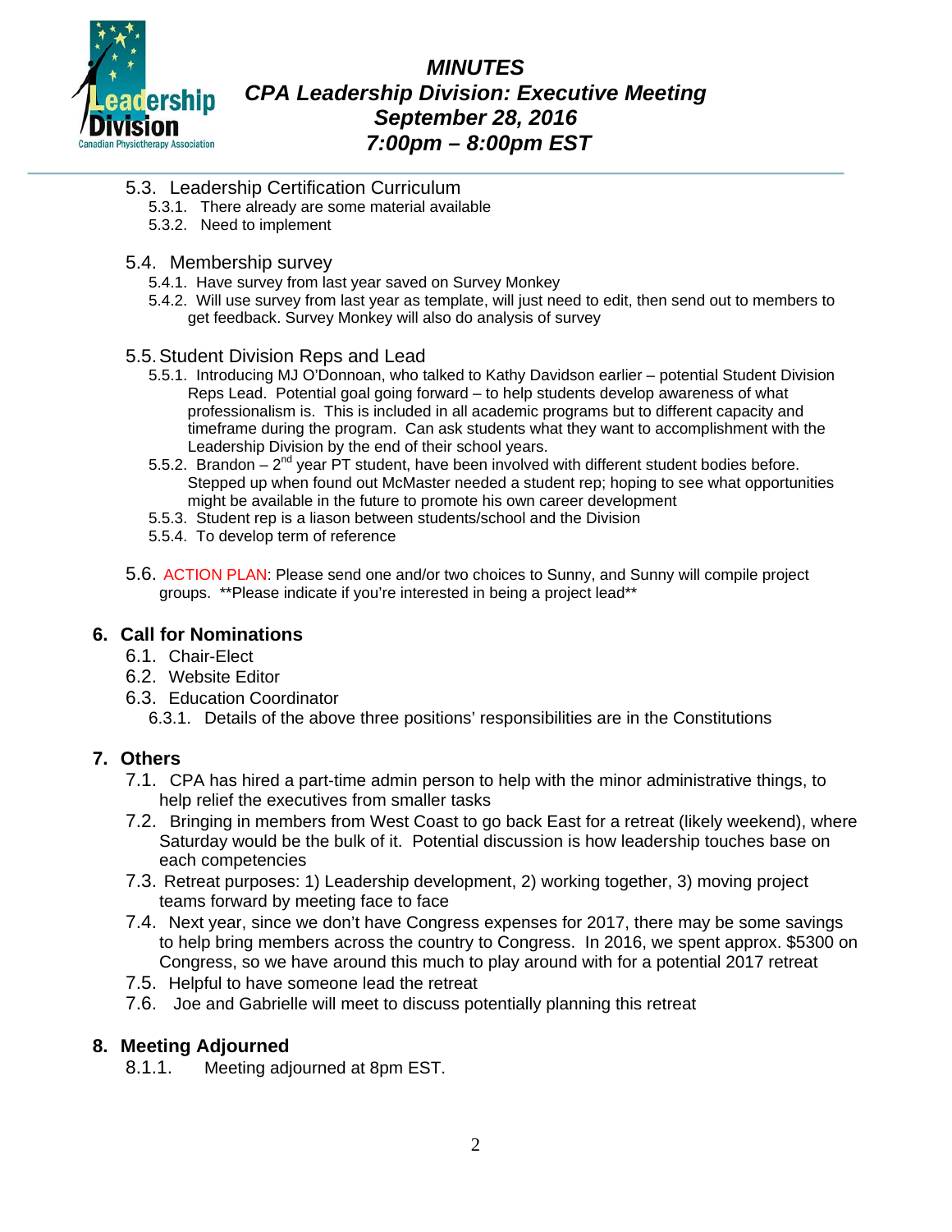# MINUTES
## CPA Leadership Division: Executive Meeting
### September 28, 2016
### 7:00pm – 8:00pm EST

5.3. Leadership Certification Curriculum
   - 5.3.1. There already are some material available
   - 5.3.2. Need to implement

5.4. Membership survey
   - 5.4.1. Have survey from last year saved on Survey Monkey
   - 5.4.2. Will use survey from last year as template, will just need to edit, then send out to members to get feedback. Survey Monkey will also do analysis of survey

5.5. Student Division Reps and Lead
   - 5.5.1. Introducing MJ O'Donnoan, who talked to Kathy Davidson earlier – potential Student Division Reps Lead. Potential goal going forward – to help students develop awareness of what professionalism is. This is included in all academic programs but to different capacity and timeframe during the program. Can ask students what they want to accomplishment with the Leadership Division by the end of their school years.
   - 5.5.2. Brandon – 2nd year PT student, have been involved with different student bodies before. Stepped up when found out McMaster needed a student rep; hoping to see what opportunities might be available in the future to promote his own career development
   - 5.5.3. Student rep is a liason between students/school and the Division
   - 5.5.4. To develop term of reference

5.6. ACTION PLAN: Please send one and/or two choices to Sunny, and Sunny will compile project groups. **Please indicate if you're interested in being a project lead**

## 6. Call for Nominations

6.1. Chair-Elect

6.2. Website Editor

6.3. Education Coordinator
   - 6.3.1. Details of the above three positions' responsibilities are in the Constitutions

## 7. Others

7.1. CPA has hired a part-time admin person to help with the minor administrative things, to help relief the executives from smaller tasks

7.2. Bringing in members from West Coast to go back East for a retreat (likely weekend), where Saturday would be the bulk of it. Potential discussion is how leadership touches base on each competencies

7.3. Retreat purposes: 1) Leadership development, 2) working together, 3) moving project teams forward by meeting face to face

7.4. Next year, since we don't have Congress expenses for 2017, there may be some savings to help bring members across the country to Congress. In 2016, we spent approx. $5300 on Congress, so we have around this much to play around with for a potential 2017 retreat

7.5. Helpful to have someone lead the retreat

7.6. Joe and Gabrielle will meet to discuss potentially planning this retreat

## 8. Meeting Adjourned

8.1.1. Meeting adjourned at 8pm EST.